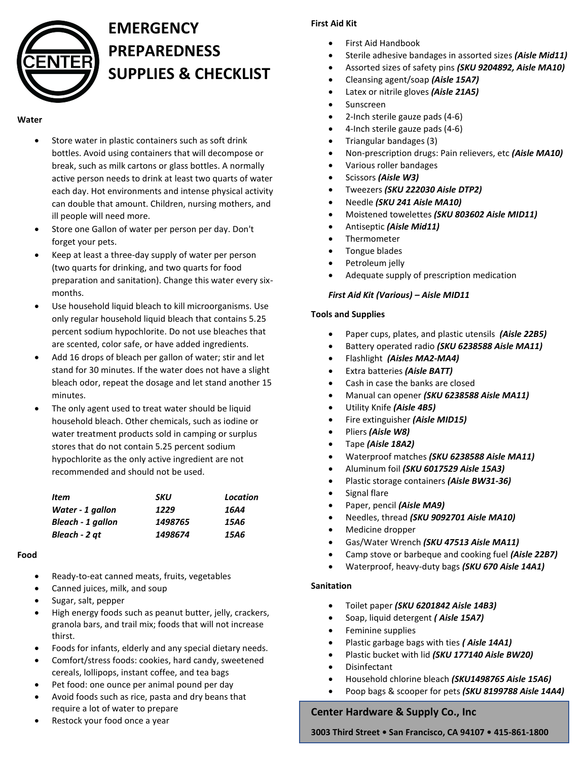# EMERGENCY PREPAREDNESS SUPPLIES & CHECKLIST

## Water

- Store water in plastic containers such as soft drink bottles. Avoid using containers that will decompose or break, such as milk cartons or glass bottles. A normally active person needs to drink at least two quarts of water each day. Hot environments and intense physical activity can double that amount. Children, nursing mothers, and ill people will need more.
- Store one Gallon of water per person per day. Don't forget your pets.
- Keep at least a three-day supply of water per person (two quarts for drinking, and two quarts for food preparation and sanitation). Change this water every six-months.
- Use household liquid bleach to kill microorganisms. Use only regular household liquid bleach that contains 5.25 percent sodium hypochlorite. Do not use bleaches that are scented, color safe, or have added ingredients.
- Add 16 drops of bleach per gallon of water; stir and let stand for 30 minutes. If the water does not have a slight bleach odor, repeat the dosage and let stand another 15 minutes.
- The only agent used to treat water should be liquid household bleach. Other chemicals, such as iodine or water treatment products sold in camping or surplus stores that do not contain 5.25 percent sodium hypochlorite as the only active ingredient are not recommended and should not be used.

| *Item* | *SKU* | *Location* |
|---|---|---|
| ***Water - 1 gallon*** | ***1229*** | ***16A4*** |
| ***Bleach - 1 gallon*** | ***1498765*** | ***15A6*** |
| ***Bleach - 2 qt*** | ***1498674*** | ***15A6*** |

## Food

- Ready-to-eat canned meats, fruits, vegetables
- Canned juices, milk, and soup
- Sugar, salt, pepper
- High energy foods such as peanut butter, jelly, crackers, granola bars, and trail mix; foods that will not increase thirst.
- Foods for infants, elderly and any special dietary needs.
- Comfort/stress foods: cookies, hard candy, sweetened cereals, lollipops, instant coffee, and tea bags
- Pet food: one ounce per animal pound per day
- Avoid foods such as rice, pasta and dry beans that require a lot of water to prepare
- Restock your food once a year

## First Aid Kit

- First Aid Handbook
- Sterile adhesive bandages in assorted sizes ***(Aisle Mid11)***
- Assorted sizes of safety pins ***(SKU 9204892, Aisle MA10)***
- Cleansing agent/soap ***(Aisle 15A7)***
- Latex or nitrile gloves ***(Aisle 21A5)***
- Sunscreen
- 2-Inch sterile gauze pads (4-6)
- 4-Inch sterile gauze pads (4-6)
- Triangular bandages (3)
- Non-prescription drugs: Pain relievers, etc ***(Aisle MA10)***
- Various roller bandages
- Scissors ***(Aisle W3)***
- Tweezers ***(SKU 222030 Aisle DTP2)***
- Needle ***(SKU 241 Aisle MA10)***
- Moistened towelettes ***(SKU 803602 Aisle MID11)***
- Antiseptic ***(Aisle Mid11)***
- Thermometer
- Tongue blades
- Petroleum jelly
- Adequate supply of prescription medication

***First Aid Kit (Various) – Aisle MID11***

## Tools and Supplies

- Paper cups, plates, and plastic utensils ***(Aisle 22B5)***
- Battery operated radio ***(SKU 6238588 Aisle MA11)***
- Flashlight ***(Aisles MA2-MA4)***
- Extra batteries ***(Aisle BATT)***
- Cash in case the banks are closed
- Manual can opener ***(SKU 6238588 Aisle MA11)***
- Utility Knife ***(Aisle 4B5)***
- Fire extinguisher ***(Aisle MID15)***
- Pliers ***(Aisle W8)***
- Tape ***(Aisle 18A2)***
- Waterproof matches ***(SKU 6238588 Aisle MA11)***
- Aluminum foil ***(SKU 6017529 Aisle 15A3)***
- Plastic storage containers ***(Aisle BW31-36)***
- Signal flare
- Paper, pencil ***(Aisle MA9)***
- Needles, thread ***(SKU 9092701 Aisle MA10)***
- Medicine dropper
- Gas/Water Wrench ***(SKU 47513 Aisle MA11)***
- Camp stove or barbeque and cooking fuel ***(Aisle 22B7)***
- Waterproof, heavy-duty bags ***(SKU 670 Aisle 14A1)***

## Sanitation

- Toilet paper ***(SKU 6201842 Aisle 14B3)***
- Soap, liquid detergent ***( Aisle 15A7)***
- Feminine supplies
- Plastic garbage bags with ties ***( Aisle 14A1)***
- Plastic bucket with lid ***(SKU 177140 Aisle BW20)***
- Disinfectant
- Household chlorine bleach ***(SKU1498765 Aisle 15A6)***
- Poop bags & scooper for pets ***(SKU 8199788 Aisle 14A4)***

**Center Hardware & Supply Co., Inc**

**3003 Third Street • San Francisco, CA 94107 • 415-861-1800**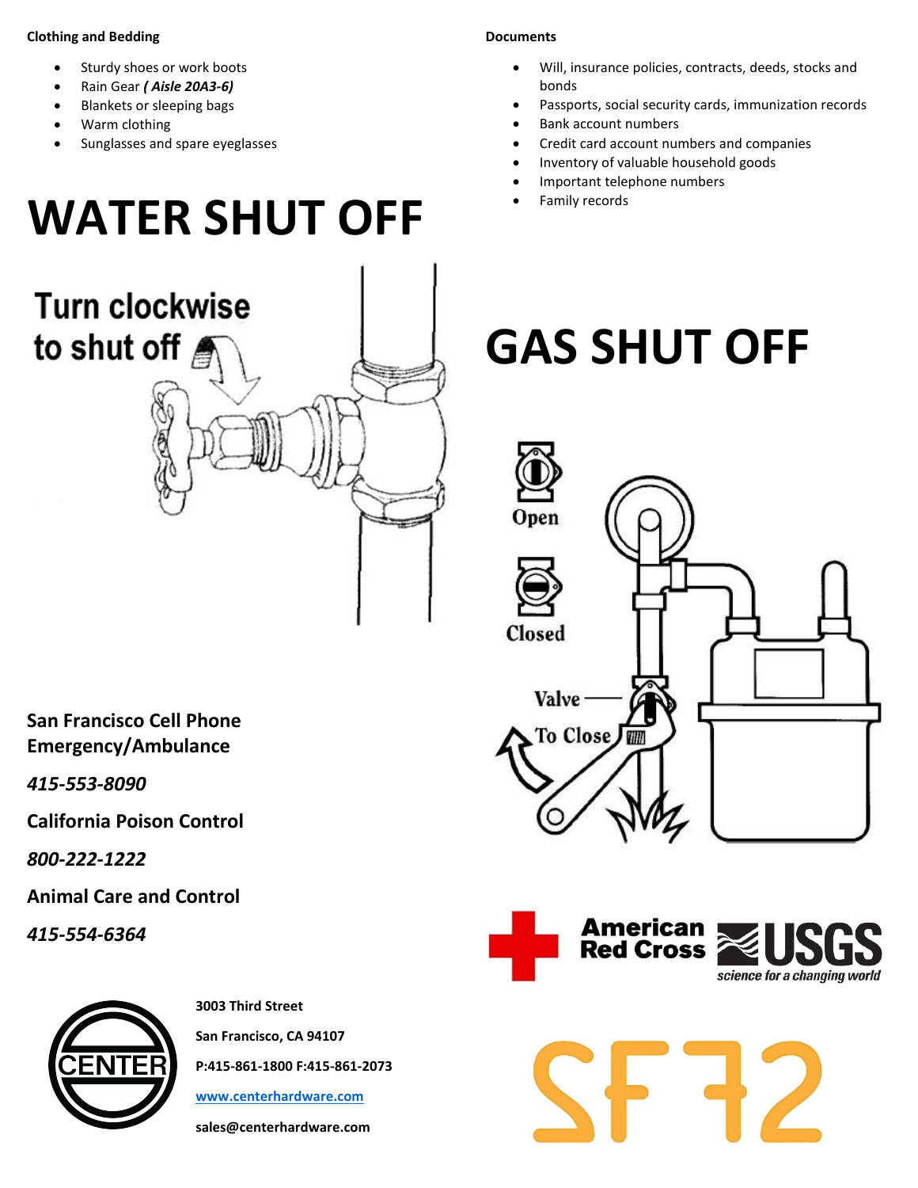**Clothing and Bedding**

- Sturdy shoes or work boots
- Rain Gear ***( Aisle 20A3-6)***
- Blankets or sleeping bags
- Warm clothing
- Sunglasses and spare eyeglasses

**Documents**

- Will, insurance policies, contracts, deeds, stocks and bonds
- Passports, social security cards, immunization records
- Bank account numbers
- Credit card account numbers and companies
- Inventory of valuable household goods
- Important telephone numbers
- Family records

# WATER SHUT OFF

Turn clockwise to shut off

# GAS SHUT OFF

Open

Closed

Valve

To Close

**San Francisco Cell Phone Emergency/Ambulance**

***415-553-8090***

**California Poison Control**

***800-222-1222***

**Animal Care and Control**

***415-554-6364***

CENTER

**3003 Third Street**

**San Francisco, CA 94107**

**P:415-861-1800 F:415-861-2073**

**[www.centerhardware.com](http://www.centerhardware.com)**

**sales@centerhardware.com**

American Red Cross

USGS science for a changing world

SF72